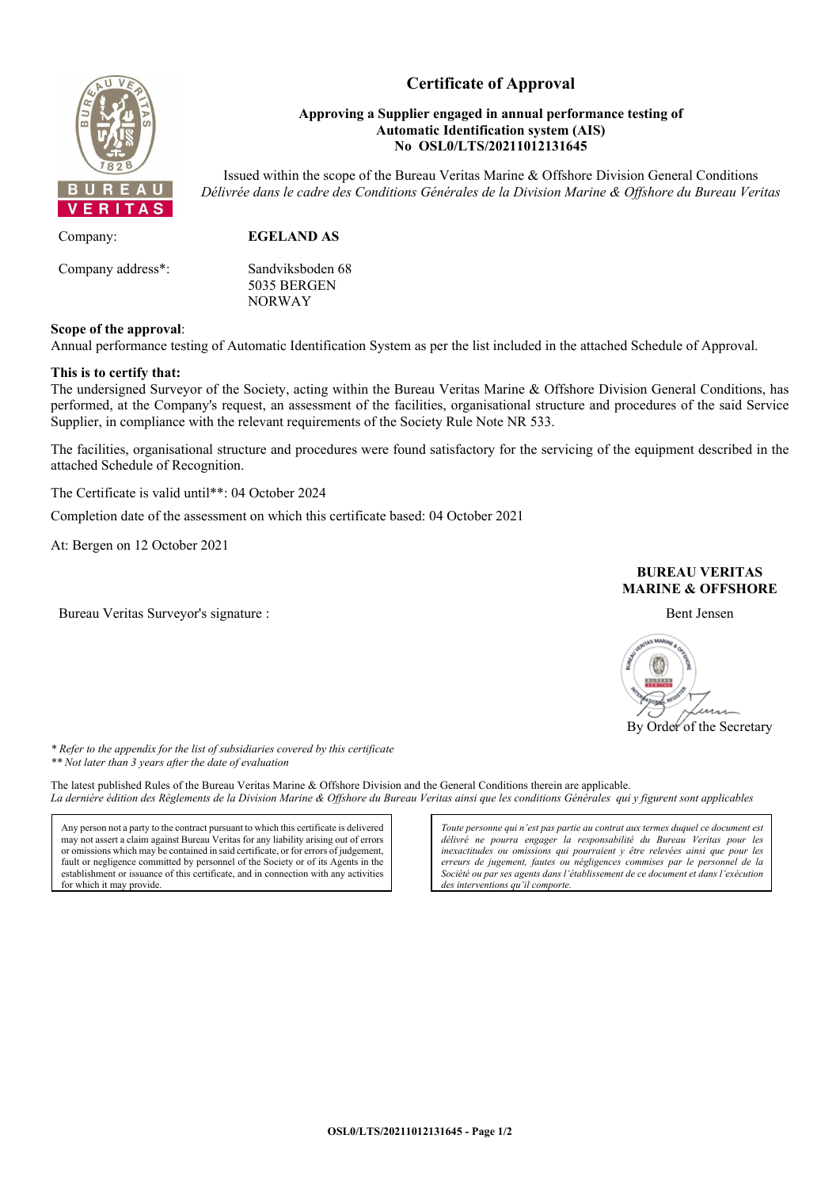# Certificate of Approval

**Approving a Supplier engaged in annual performance testing of Automatic Identification system (AIS)**
**No OSL0/LTS/20211012131645**

Issued within the scope of the Bureau Veritas Marine & Offshore Division General Conditions
*Délivrée dans le cadre des Conditions Générales de la Division Marine & Offshore du Bureau Veritas*

Company: **EGELAND AS**

Company address*: Sandviksboden 68
5035 BERGEN
NORWAY

**Scope of the approval**:
Annual performance testing of Automatic Identification System as per the list included in the attached Schedule of Approval.

**This is to certify that:**
The undersigned Surveyor of the Society, acting within the Bureau Veritas Marine & Offshore Division General Conditions, has performed, at the Company's request, an assessment of the facilities, organisational structure and procedures of the said Service Supplier, in compliance with the relevant requirements of the Society Rule Note NR 533.

The facilities, organisational structure and procedures were found satisfactory for the servicing of the equipment described in the attached Schedule of Recognition.

The Certificate is valid until**: 04 October 2024

Completion date of the assessment on which this certificate based: 04 October 2021

At: Bergen on 12 October 2021

**BUREAU VERITAS**
**MARINE & OFFSHORE**

Bureau Veritas Surveyor's signature : Bent Jensen

By Order of the Secretary

*\* Refer to the appendix for the list of subsidiaries covered by this certificate*
*\*\* Not later than 3 years after the date of evaluation*

The latest published Rules of the Bureau Veritas Marine & Offshore Division and the General Conditions therein are applicable.
*La dernière édition des Règlements de la Division Marine & Offshore du Bureau Veritas ainsi que les conditions Générales qui y figurent sont applicables*

Any person not a party to the contract pursuant to which this certificate is delivered may not assert a claim against Bureau Veritas for any liability arising out of errors or omissions which may be contained in said certificate, or for errors of judgement, fault or negligence committed by personnel of the Society or of its Agents in the establishment or issuance of this certificate, and in connection with any activities for which it may provide.

*Toute personne qui n'est pas partie au contrat aux termes duquel ce document est délivré ne pourra engager la responsabilité du Bureau Veritas pour les inexactitudes ou omissions qui pourraient y être relevées ainsi que pour les erreurs de jugement, fautes ou négligences commises par le personnel de la Société ou par ses agents dans l'établissement de ce document et dans l'exécution des interventions qu'il comporte.*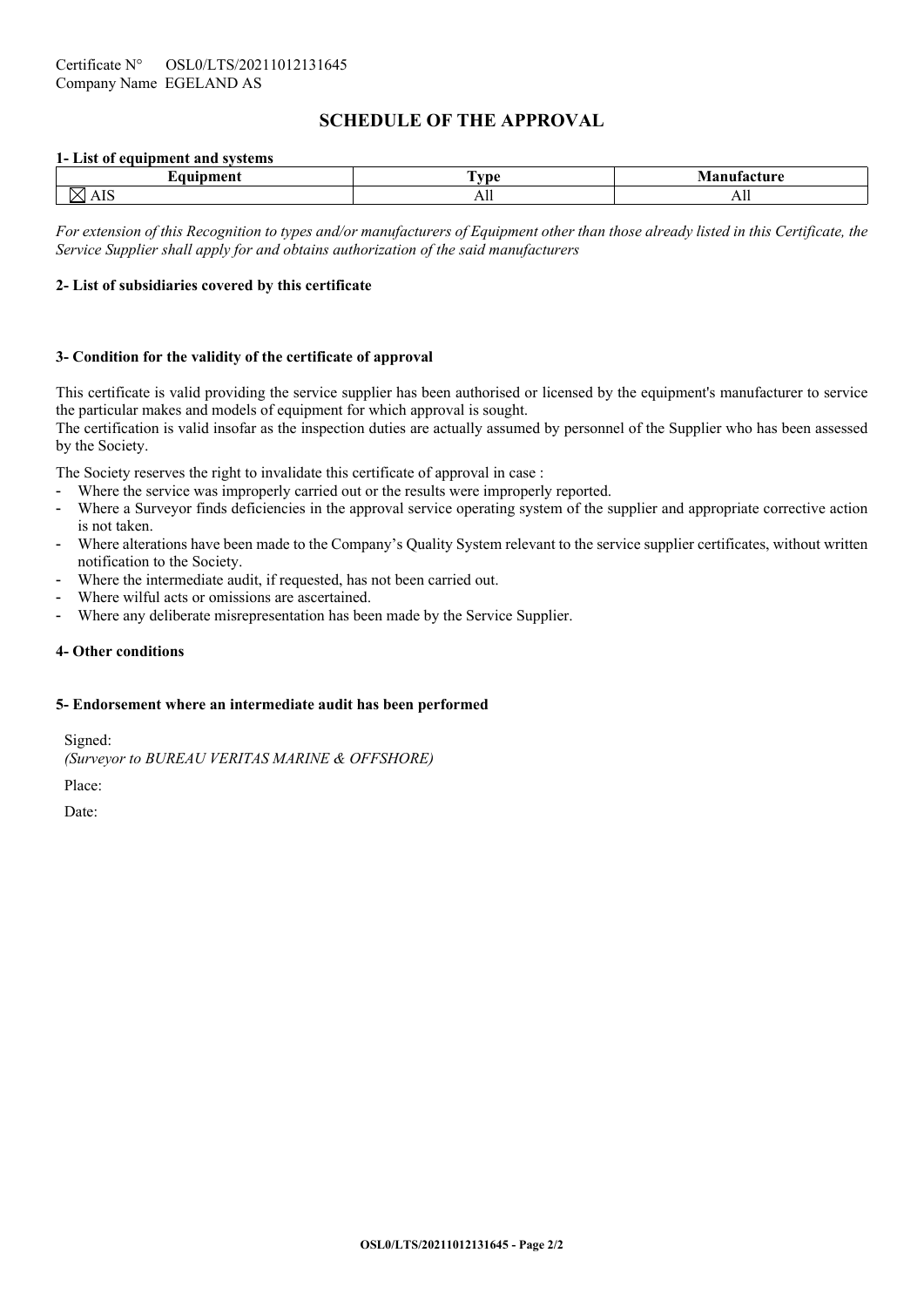Certificate N° OSL0/LTS/20211012131645
Company Name EGELAND AS

# SCHEDULE OF THE APPROVAL

**1- List of equipment and systems**

| Equipment | Type | Manufacture |
|---|---|---|
| ☒ AIS | All | All |

*For extension of this Recognition to types and/or manufacturers of Equipment other than those already listed in this Certificate, the Service Supplier shall apply for and obtains authorization of the said manufacturers*

**2- List of subsidiaries covered by this certificate**

**3- Condition for the validity of the certificate of approval**

This certificate is valid providing the service supplier has been authorised or licensed by the equipment's manufacturer to service the particular makes and models of equipment for which approval is sought.
The certification is valid insofar as the inspection duties are actually assumed by personnel of the Supplier who has been assessed by the Society.

The Society reserves the right to invalidate this certificate of approval in case :

- Where the service was improperly carried out or the results were improperly reported.
- Where a Surveyor finds deficiencies in the approval service operating system of the supplier and appropriate corrective action is not taken.
- Where alterations have been made to the Company's Quality System relevant to the service supplier certificates, without written notification to the Society.
- Where the intermediate audit, if requested, has not been carried out.
- Where wilful acts or omissions are ascertained.
- Where any deliberate misrepresentation has been made by the Service Supplier.

**4- Other conditions**

**5- Endorsement where an intermediate audit has been performed**

Signed:
*(Surveyor to BUREAU VERITAS MARINE & OFFSHORE)*

Place:

Date: